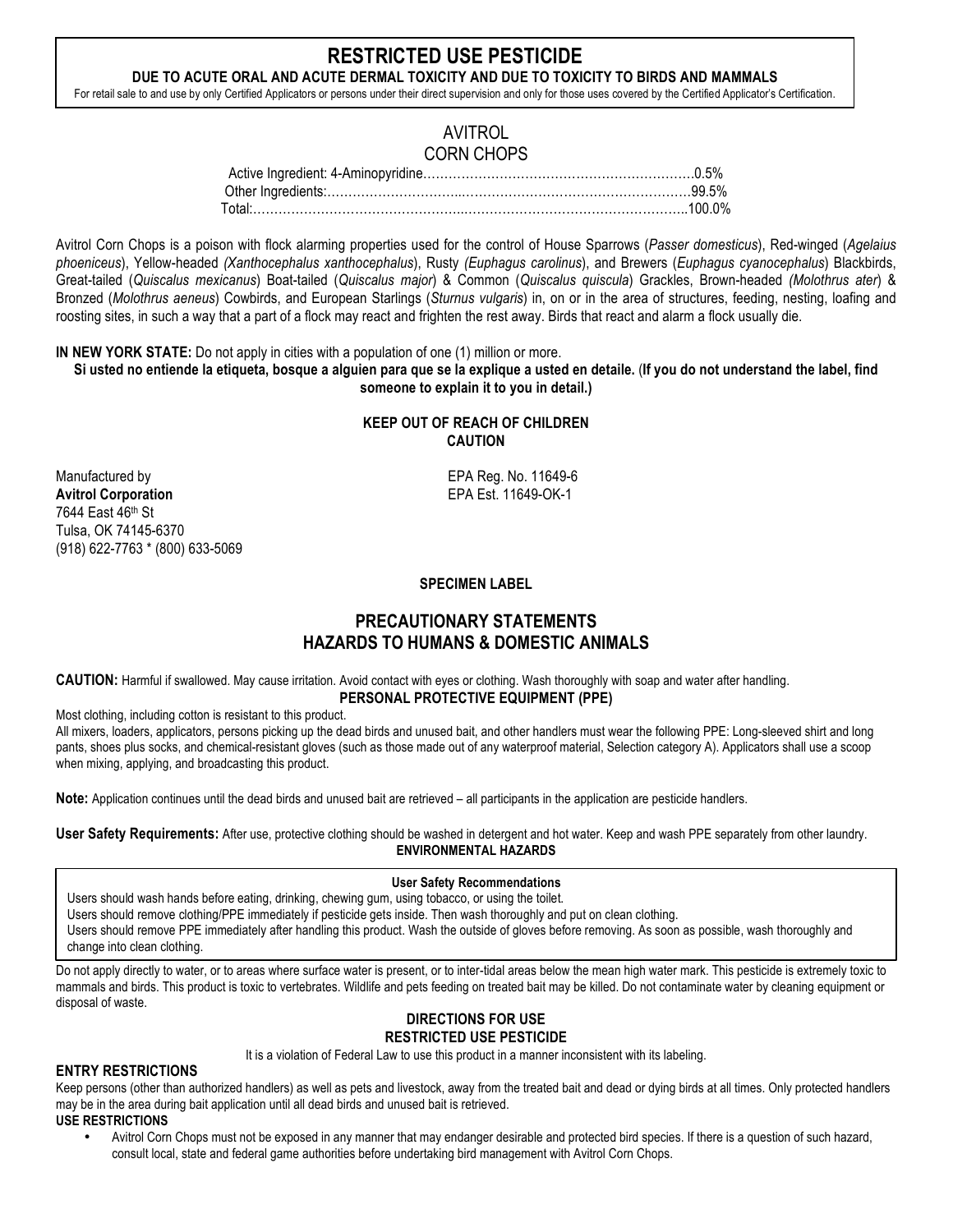# RESTRICTED USE PESTICIDE

**DUE TO ACUTE ORAL AND ACUTE DERMAL TOXICITY AND DUE TO TOXICITY TO BIRDS AND MAMMALS**

For retail sale to and use by only Certified Applicators or persons under their direct supervision and only for those uses covered by the Certified Applicator's Certification.

## AVITROL
## CORN CHOPS

| | |
|---|---|
| Active Ingredient: 4-Aminopyridine | 0.5% |
| Other Ingredients: | 99.5% |
| Total: | 100.0% |

Avitrol Corn Chops is a poison with flock alarming properties used for the control of House Sparrows (*Passer domesticus*), Red-winged (*Agelaius phoeniceus*), Yellow-headed *(Xanthocephalus xanthocephalus*), Rusty *(Euphagus carolinus*), and Brewers (*Euphagus cyanocephalus*) Blackbirds, Great-tailed (*Quiscalus mexicanus*) Boat-tailed (*Quiscalus major*) & Common (*Quiscalus quiscula*) Grackles, Brown-headed *(Molothrus ater*) & Bronzed (*Molothrus aeneus*) Cowbirds, and European Starlings (*Sturnus vulgaris*) in, on or in the area of structures, feeding, nesting, loafing and roosting sites, in such a way that a part of a flock may react and frighten the rest away. Birds that react and alarm a flock usually die.

**IN NEW YORK STATE:** Do not apply in cities with a population of one (1) million or more.

**Si usted no entiende la etiqueta, bosque a alguien para que se la explique a usted en detaile.** (**If you do not understand the label, find someone to explain it to you in detail.)**

**KEEP OUT OF REACH OF CHILDREN**
**CAUTION**

Manufactured by
**Avitrol Corporation**
7644 East 46th St
Tulsa, OK 74145-6370
(918) 622-7763 * (800) 633-5069

EPA Reg. No. 11649-6
EPA Est. 11649-OK-1

**SPECIMEN LABEL**

## PRECAUTIONARY STATEMENTS
## HAZARDS TO HUMANS & DOMESTIC ANIMALS

**CAUTION:** Harmful if swallowed. May cause irritation. Avoid contact with eyes or clothing. Wash thoroughly with soap and water after handling.

**PERSONAL PROTECTIVE EQUIPMENT (PPE)**

Most clothing, including cotton is resistant to this product.

All mixers, loaders, applicators, persons picking up the dead birds and unused bait, and other handlers must wear the following PPE: Long-sleeved shirt and long pants, shoes plus socks, and chemical-resistant gloves (such as those made out of any waterproof material, Selection category A). Applicators shall use a scoop when mixing, applying, and broadcasting this product.

**Note:** Application continues until the dead birds and unused bait are retrieved – all participants in the application are pesticide handlers.

**User Safety Requirements:** After use, protective clothing should be washed in detergent and hot water. Keep and wash PPE separately from other laundry.

**ENVIRONMENTAL HAZARDS**

**User Safety Recommendations**

Users should wash hands before eating, drinking, chewing gum, using tobacco, or using the toilet.
Users should remove clothing/PPE immediately if pesticide gets inside. Then wash thoroughly and put on clean clothing.
Users should remove PPE immediately after handling this product. Wash the outside of gloves before removing. As soon as possible, wash thoroughly and change into clean clothing.

Do not apply directly to water, or to areas where surface water is present, or to inter-tidal areas below the mean high water mark. This pesticide is extremely toxic to mammals and birds. This product is toxic to vertebrates. Wildlife and pets feeding on treated bait may be killed. Do not contaminate water by cleaning equipment or disposal of waste.

## DIRECTIONS FOR USE
## RESTRICTED USE PESTICIDE

It is a violation of Federal Law to use this product in a manner inconsistent with its labeling.

### ENTRY RESTRICTIONS

Keep persons (other than authorized handlers) as well as pets and livestock, away from the treated bait and dead or dying birds at all times. Only protected handlers may be in the area during bait application until all dead birds and unused bait is retrieved.

### USE RESTRICTIONS

- Avitrol Corn Chops must not be exposed in any manner that may endanger desirable and protected bird species. If there is a question of such hazard, consult local, state and federal game authorities before undertaking bird management with Avitrol Corn Chops.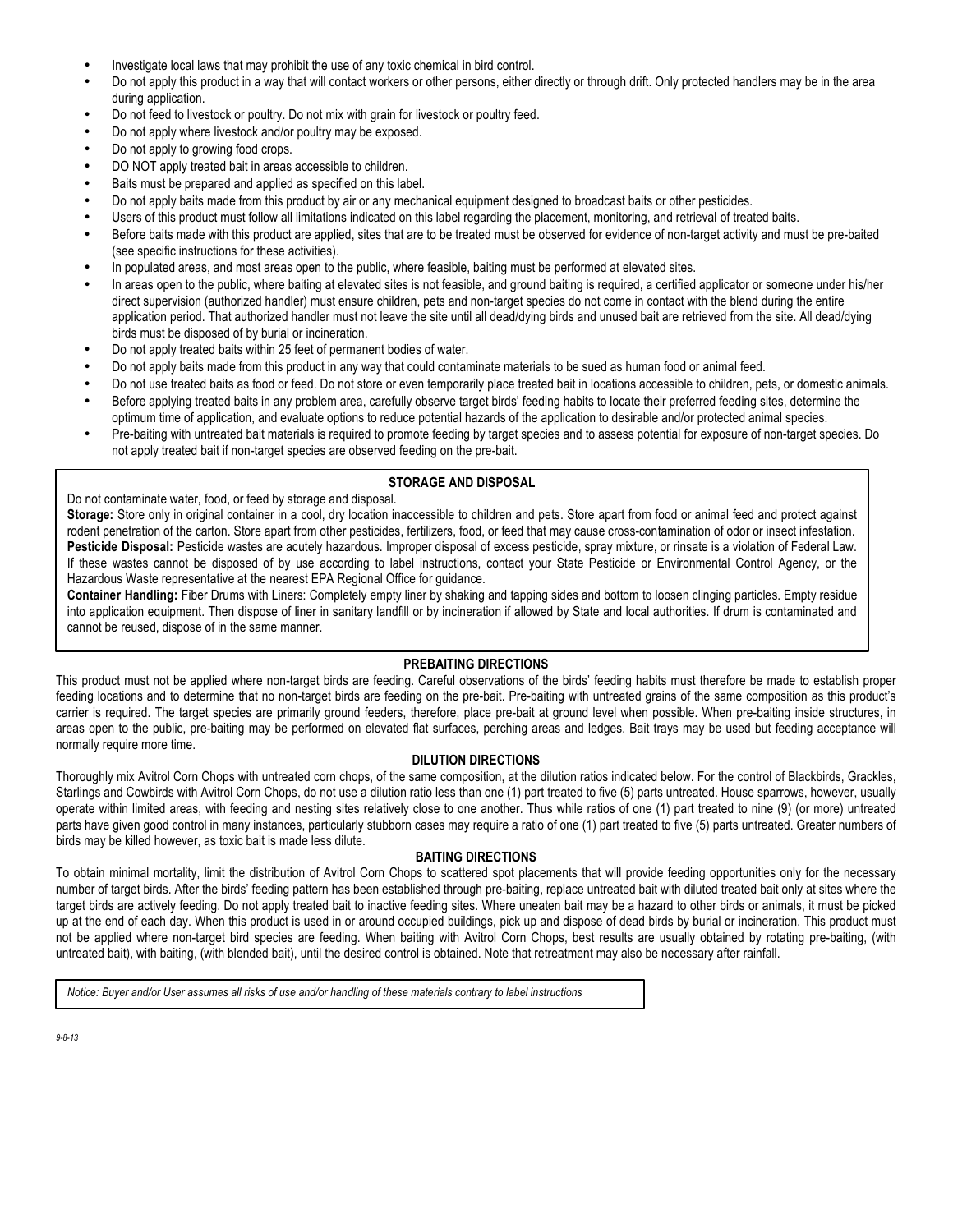- Investigate local laws that may prohibit the use of any toxic chemical in bird control.
- Do not apply this product in a way that will contact workers or other persons, either directly or through drift. Only protected handlers may be in the area during application.
- Do not feed to livestock or poultry. Do not mix with grain for livestock or poultry feed.
- Do not apply where livestock and/or poultry may be exposed.
- Do not apply to growing food crops.
- DO NOT apply treated bait in areas accessible to children.
- Baits must be prepared and applied as specified on this label.
- Do not apply baits made from this product by air or any mechanical equipment designed to broadcast baits or other pesticides.
- Users of this product must follow all limitations indicated on this label regarding the placement, monitoring, and retrieval of treated baits.
- Before baits made with this product are applied, sites that are to be treated must be observed for evidence of non-target activity and must be pre-baited (see specific instructions for these activities).
- In populated areas, and most areas open to the public, where feasible, baiting must be performed at elevated sites.
- In areas open to the public, where baiting at elevated sites is not feasible, and ground baiting is required, a certified applicator or someone under his/her direct supervision (authorized handler) must ensure children, pets and non-target species do not come in contact with the blend during the entire application period. That authorized handler must not leave the site until all dead/dying birds and unused bait are retrieved from the site. All dead/dying birds must be disposed of by burial or incineration.
- Do not apply treated baits within 25 feet of permanent bodies of water.
- Do not apply baits made from this product in any way that could contaminate materials to be sued as human food or animal feed.
- Do not use treated baits as food or feed. Do not store or even temporarily place treated bait in locations accessible to children, pets, or domestic animals.
- Before applying treated baits in any problem area, carefully observe target birds' feeding habits to locate their preferred feeding sites, determine the optimum time of application, and evaluate options to reduce potential hazards of the application to desirable and/or protected animal species.
- Pre-baiting with untreated bait materials is required to promote feeding by target species and to assess potential for exposure of non-target species. Do not apply treated bait if non-target species are observed feeding on the pre-bait.

## STORAGE AND DISPOSAL

Do not contaminate water, food, or feed by storage and disposal.

**Storage:** Store only in original container in a cool, dry location inaccessible to children and pets. Store apart from food or animal feed and protect against rodent penetration of the carton. Store apart from other pesticides, fertilizers, food, or feed that may cause cross-contamination of odor or insect infestation.

**Pesticide Disposal:** Pesticide wastes are acutely hazardous. Improper disposal of excess pesticide, spray mixture, or rinsate is a violation of Federal Law. If these wastes cannot be disposed of by use according to label instructions, contact your State Pesticide or Environmental Control Agency, or the Hazardous Waste representative at the nearest EPA Regional Office for guidance.

**Container Handling:** Fiber Drums with Liners: Completely empty liner by shaking and tapping sides and bottom to loosen clinging particles. Empty residue into application equipment. Then dispose of liner in sanitary landfill or by incineration if allowed by State and local authorities. If drum is contaminated and cannot be reused, dispose of in the same manner.

## PREBAITING DIRECTIONS

This product must not be applied where non-target birds are feeding. Careful observations of the birds' feeding habits must therefore be made to establish proper feeding locations and to determine that no non-target birds are feeding on the pre-bait. Pre-baiting with untreated grains of the same composition as this product's carrier is required. The target species are primarily ground feeders, therefore, place pre-bait at ground level when possible. When pre-baiting inside structures, in areas open to the public, pre-baiting may be performed on elevated flat surfaces, perching areas and ledges. Bait trays may be used but feeding acceptance will normally require more time.

## DILUTION DIRECTIONS

Thoroughly mix Avitrol Corn Chops with untreated corn chops, of the same composition, at the dilution ratios indicated below. For the control of Blackbirds, Grackles, Starlings and Cowbirds with Avitrol Corn Chops, do not use a dilution ratio less than one (1) part treated to five (5) parts untreated. House sparrows, however, usually operate within limited areas, with feeding and nesting sites relatively close to one another. Thus while ratios of one (1) part treated to nine (9) (or more) untreated parts have given good control in many instances, particularly stubborn cases may require a ratio of one (1) part treated to five (5) parts untreated. Greater numbers of birds may be killed however, as toxic bait is made less dilute.

## BAITING DIRECTIONS

To obtain minimal mortality, limit the distribution of Avitrol Corn Chops to scattered spot placements that will provide feeding opportunities only for the necessary number of target birds. After the birds' feeding pattern has been established through pre-baiting, replace untreated bait with diluted treated bait only at sites where the target birds are actively feeding. Do not apply treated bait to inactive feeding sites. Where uneaten bait may be a hazard to other birds or animals, it must be picked up at the end of each day. When this product is used in or around occupied buildings, pick up and dispose of dead birds by burial or incineration. This product must not be applied where non-target bird species are feeding. When baiting with Avitrol Corn Chops, best results are usually obtained by rotating pre-baiting, (with untreated bait), with baiting, (with blended bait), until the desired control is obtained. Note that retreatment may also be necessary after rainfall.

*Notice: Buyer and/or User assumes all risks of use and/or handling of these materials contrary to label instructions*

*9-8-13*